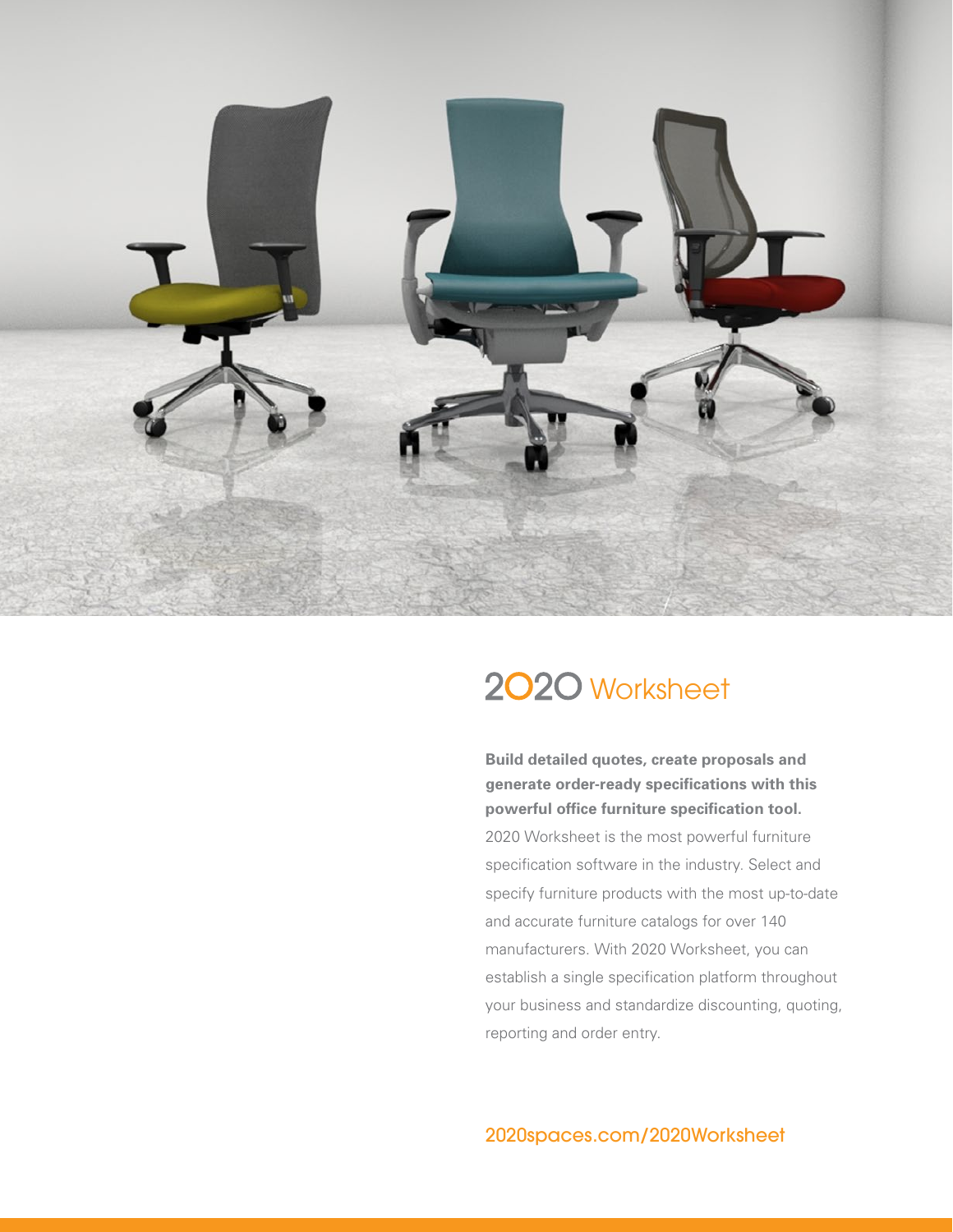# 2020 Worksheet

**Build detailed quotes, create proposals and generate order-ready specifications with this powerful office furniture specification tool.**

2020 Worksheet is the most powerful furniture specification software in the industry. Select and specify furniture products with the most up-to-date and accurate furniture catalogs for over 140 manufacturers. With 2020 Worksheet, you can establish a single specification platform throughout your business and standardize discounting, quoting, reporting and order entry.

2020spaces.com/2020Worksheet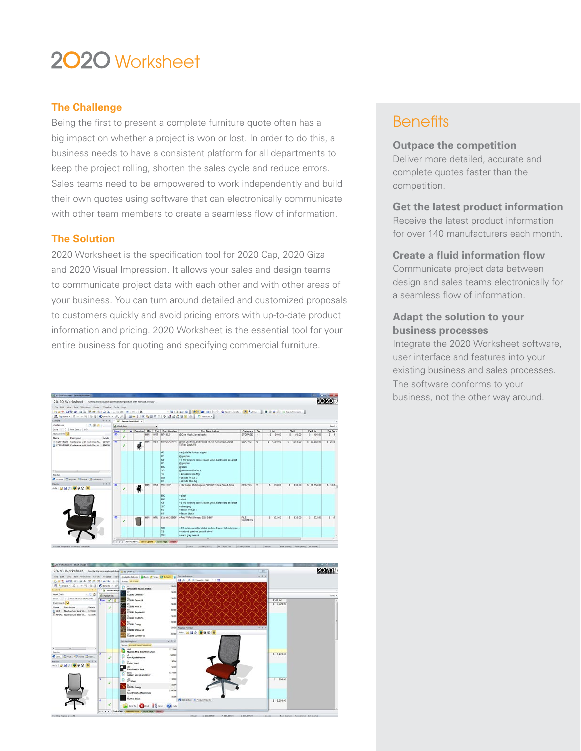# 2020 Worksheet

## The Challenge

Being the first to present a complete furniture quote often has a big impact on whether a project is won or lost. In order to do this, a business needs to have a consistent platform for all departments to keep the project rolling, shorten the sales cycle and reduce errors. Sales teams need to be empowered to work independently and build their own quotes using software that can electronically communicate with other team members to create a seamless flow of information.

## The Solution

2020 Worksheet is the specification tool for 2020 Cap, 2020 Giza and 2020 Visual Impression. It allows your sales and design teams to communicate project data with each other and with other areas of your business. You can turn around detailed and customized proposals to customers quickly and avoid pricing errors with up-to-date product information and pricing. 2020 Worksheet is the essential tool for your entire business for quoting and specifying commercial furniture.

## Benefits

### Outpace the competition

Deliver more detailed, accurate and complete quotes faster than the competition.

### Get the latest product information

Receive the latest product information for over 140 manufacturers each month.

### Create a fluid information flow

Communicate project data between design and sales teams electronically for a seamless flow of information.

### Adapt the solution to your business processes

Integrate the 2020 Worksheet software, user interface and features into your existing business and sales processes. The software conforms to your business, not the other way around.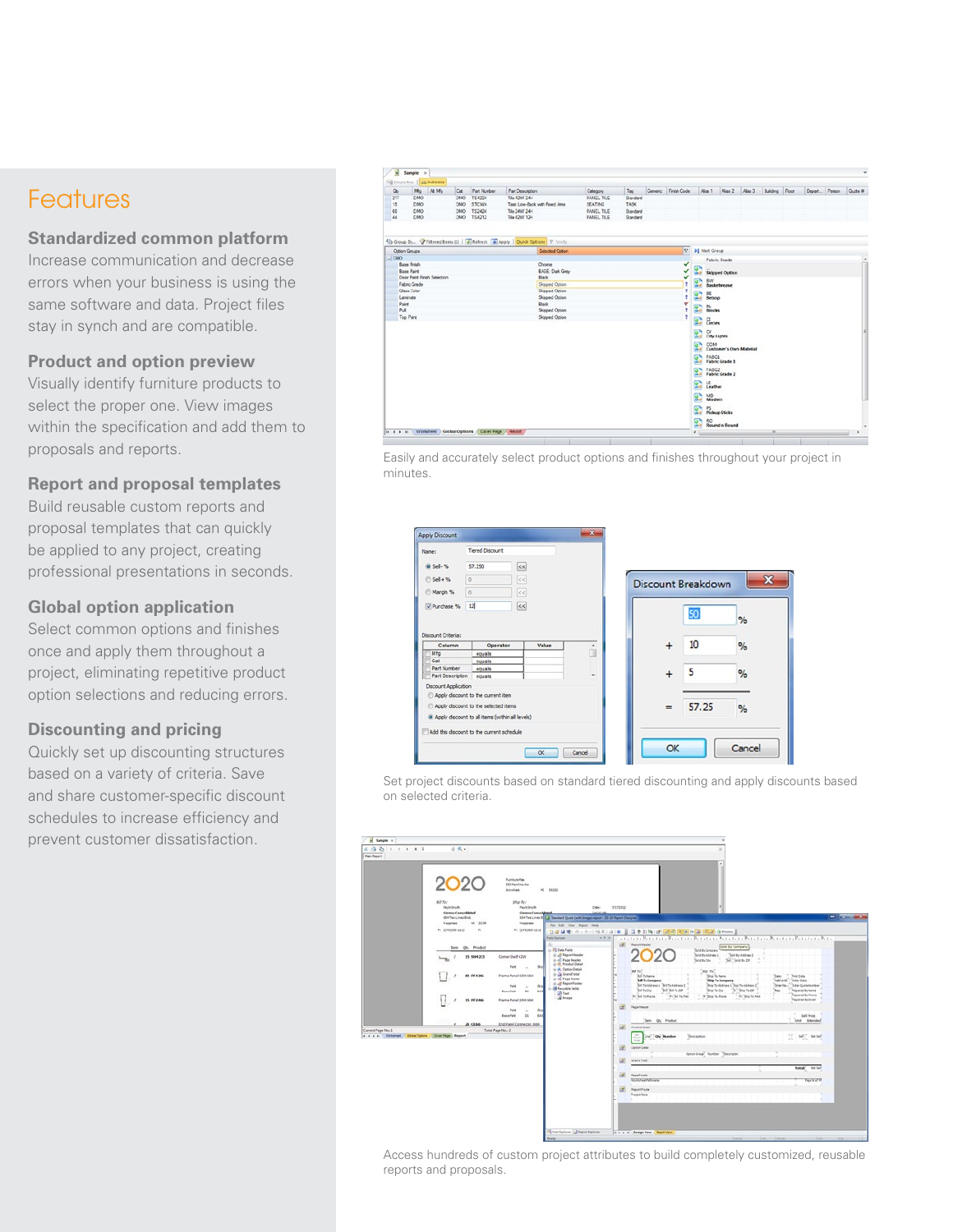# Features

### Standardized common platform

Increase communication and decrease errors when your business is using the same software and data. Project files stay in synch and are compatible.

### Product and option preview

Visually identify furniture products to select the proper one. View images within the specification and add them to proposals and reports.

### Report and proposal templates

Build reusable custom reports and proposal templates that can quickly be applied to any project, creating professional presentations in seconds.

### Global option application

Select common options and finishes once and apply them throughout a project, eliminating repetitive product option selections and reducing errors.

### Discounting and pricing

Quickly set up discounting structures based on a variety of criteria. Save and share customer-specific discount schedules to increase efficiency and prevent customer dissatisfaction.

Easily and accurately select product options and finishes throughout your project in minutes.

Set project discounts based on standard tiered discounting and apply discounts based on selected criteria.

Access hundreds of custom project attributes to build completely customized, reusable reports and proposals.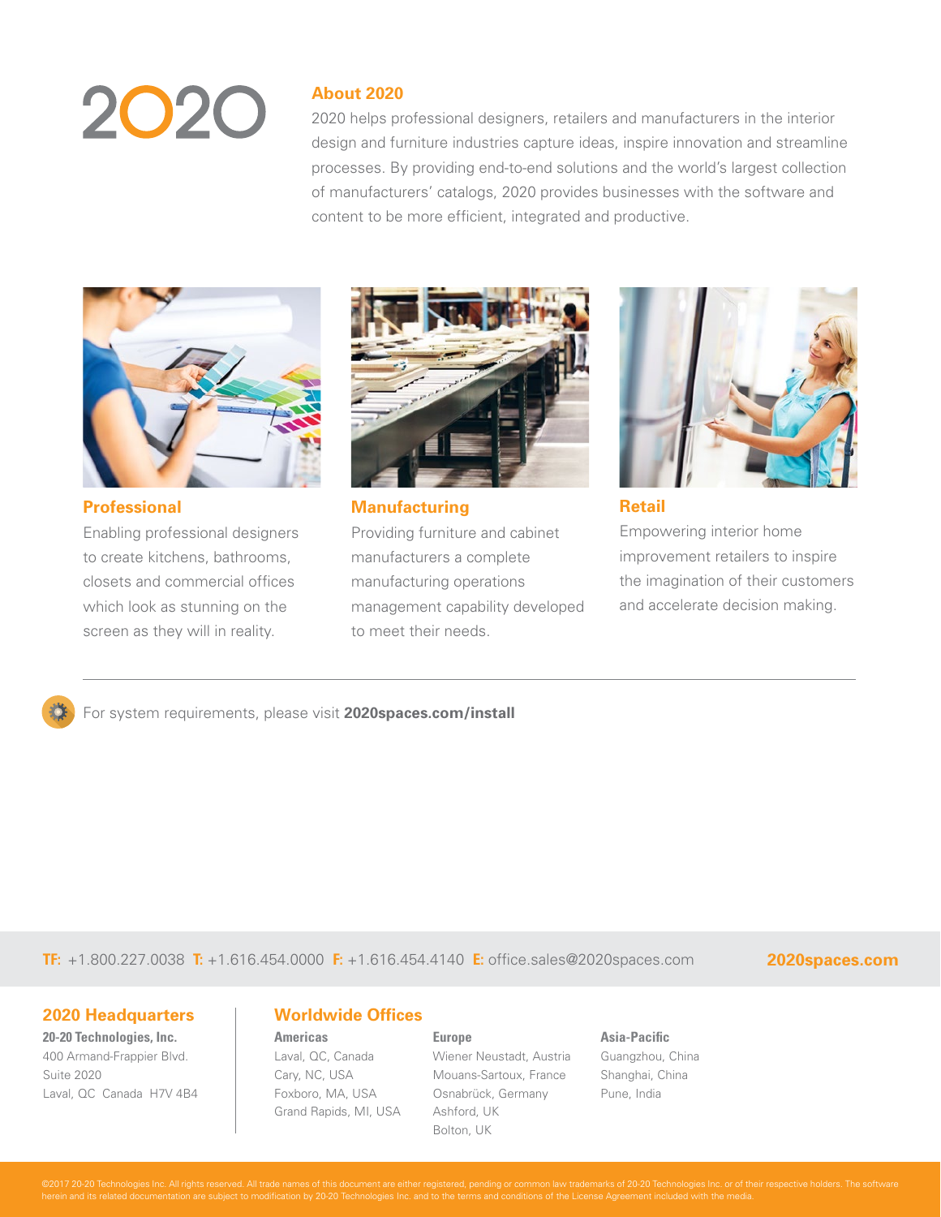2020

## About 2020

2020 helps professional designers, retailers and manufacturers in the interior design and furniture industries capture ideas, inspire innovation and streamline processes. By providing end-to-end solutions and the world's largest collection of manufacturers' catalogs, 2020 provides businesses with the software and content to be more efficient, integrated and productive.

### Professional

Enabling professional designers to create kitchens, bathrooms, closets and commercial offices which look as stunning on the screen as they will in reality.

### Manufacturing

Providing furniture and cabinet manufacturers a complete manufacturing operations management capability developed to meet their needs.

### Retail

Empowering interior home improvement retailers to inspire the imagination of their customers and accelerate decision making.

---

For system requirements, please visit **2020spaces.com/install**

**TF:** +1.800.227.0038 **T:** +1.616.454.0000 **F:** +1.616.454.4140 **E:** office.sales@2020spaces.com

**2020spaces.com**

## 2020 Headquarters

**20-20 Technologies, Inc.**
400 Armand-Frappier Blvd.
Suite 2020
Laval, QC Canada H7V 4B4

## Worldwide Offices

**Americas**
Laval, QC, Canada
Cary, NC, USA
Foxboro, MA, USA
Grand Rapids, MI, USA

**Europe**
Wiener Neustadt, Austria
Mouans-Sartoux, France
Osnabrück, Germany
Ashford, UK
Bolton, UK

**Asia-Pacific**
Guangzhou, China
Shanghai, China
Pune, India

©2017 20-20 Technologies Inc. All rights reserved. All trade names of this document are either registered, pending or common law trademarks of 20-20 Technologies Inc. or of their respective holders. The software herein and its related documentation are subject to modification by 20-20 Technologies Inc. and to the terms and conditions of the License Agreement included with the media.